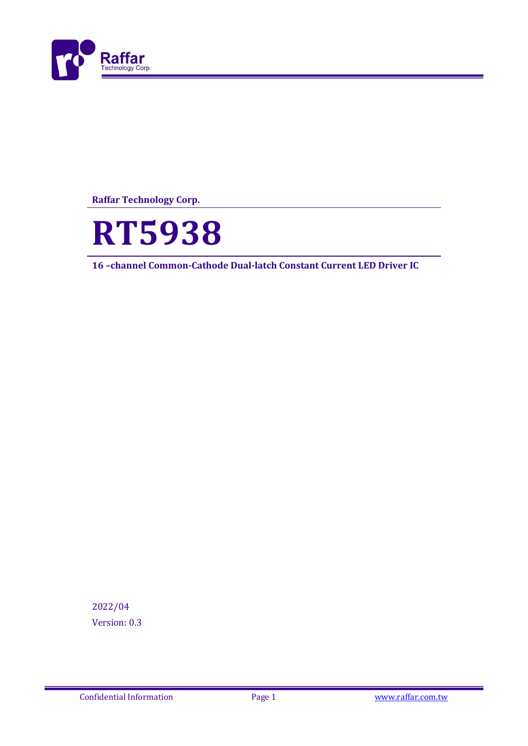Raffar Technology Corp.

# RT5938

**16 –channel Common-Cathode Dual-latch Constant Current LED Driver IC**

2022/04

Version: 0.3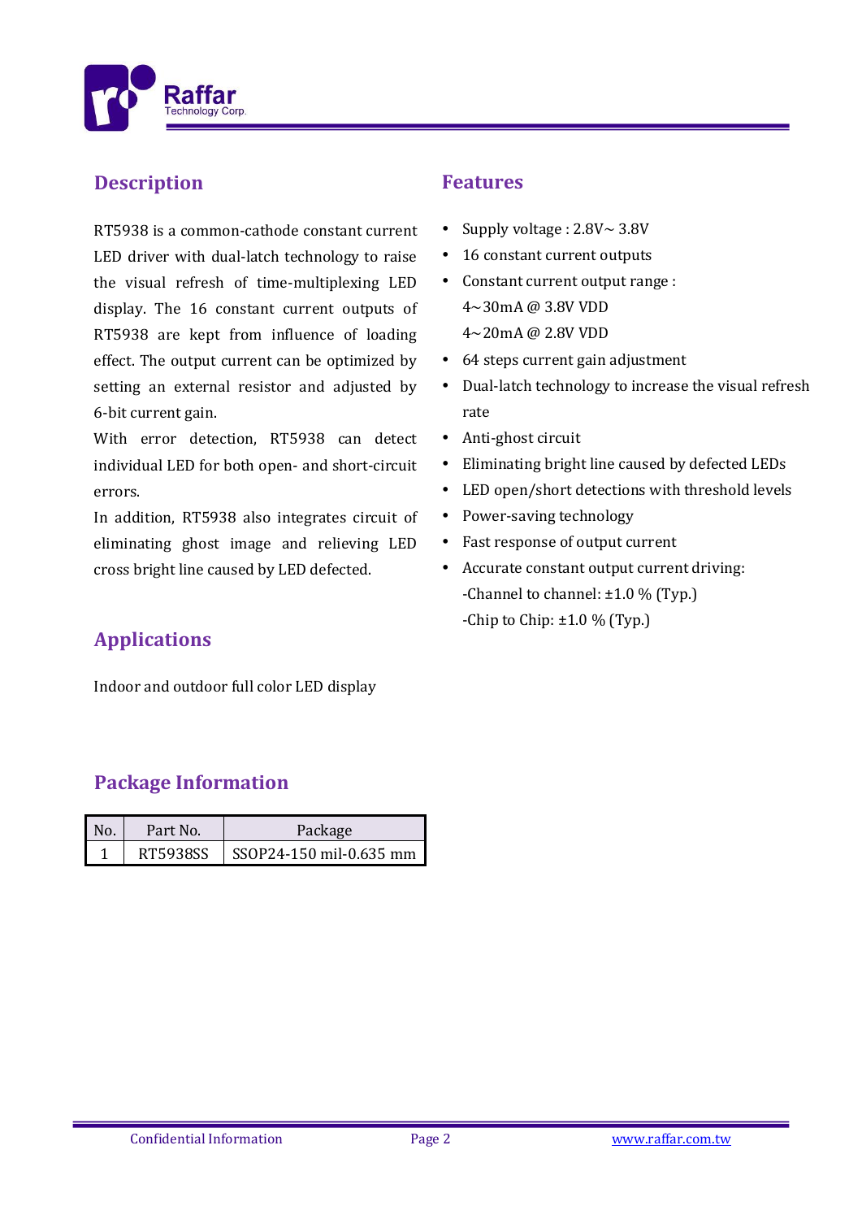## Description

RT5938 is a common-cathode constant current LED driver with dual-latch technology to raise the visual refresh of time-multiplexing LED display. The 16 constant current outputs of RT5938 are kept from influence of loading effect. The output current can be optimized by setting an external resistor and adjusted by 6-bit current gain.

With error detection, RT5938 can detect individual LED for both open- and short-circuit errors.

In addition, RT5938 also integrates circuit of eliminating ghost image and relieving LED cross bright line caused by LED defected.

## Features

- Supply voltage : 2.8V~ 3.8V
- 16 constant current outputs
- Constant current output range :
  4~30mA @ 3.8V VDD
  4~20mA @ 2.8V VDD
- 64 steps current gain adjustment
- Dual-latch technology to increase the visual refresh rate
- Anti-ghost circuit
- Eliminating bright line caused by defected LEDs
- LED open/short detections with threshold levels
- Power-saving technology
- Fast response of output current
- Accurate constant output current driving:
  -Channel to channel: ±1.0 % (Typ.)
  -Chip to Chip: ±1.0 % (Typ.)

## Applications

Indoor and outdoor full color LED display

## Package Information

| No. | Part No. | Package |
|---|---|---|
| 1 | RT5938SS | SSOP24-150 mil-0.635 mm |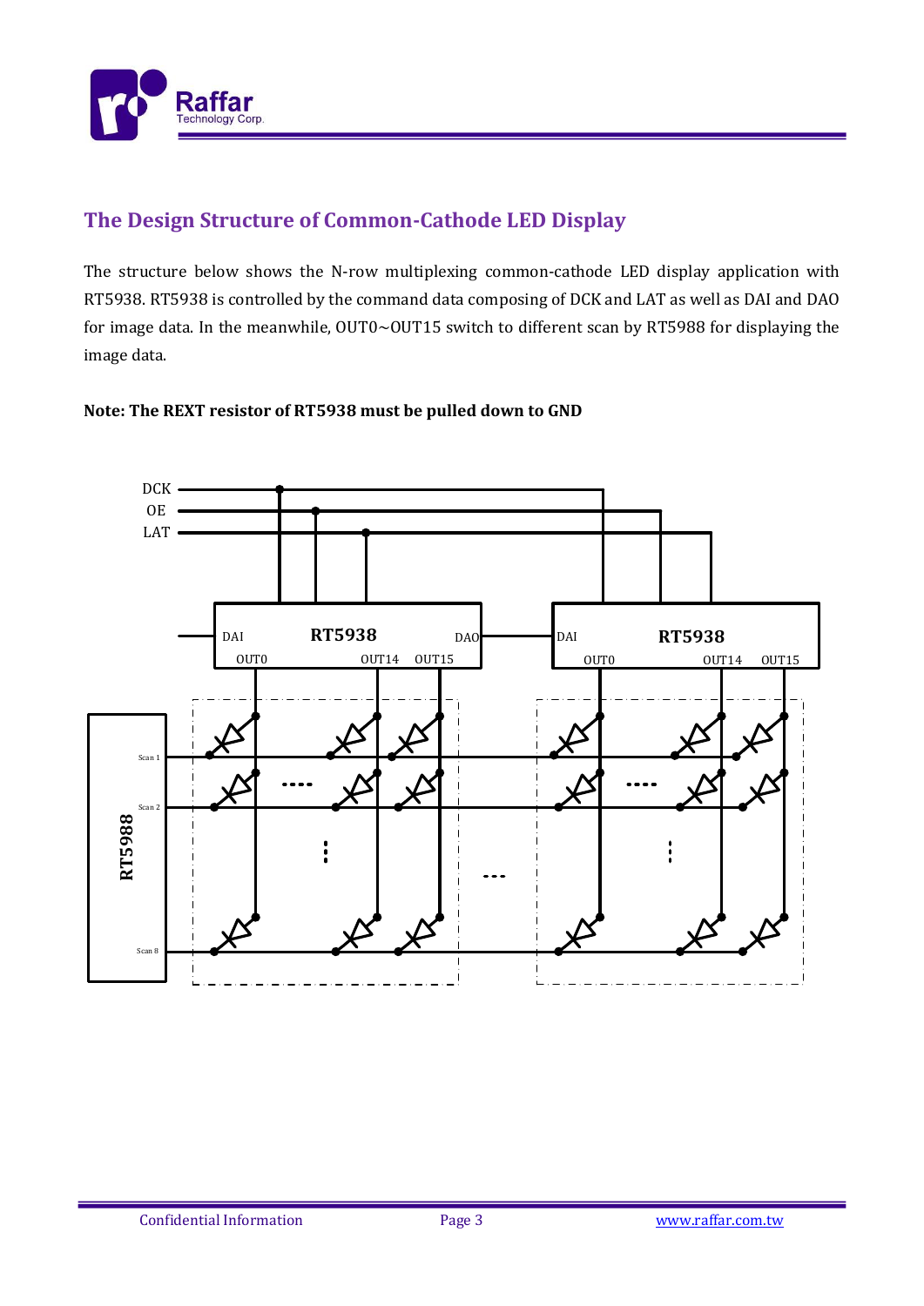## The Design Structure of Common-Cathode LED Display

The structure below shows the N-row multiplexing common-cathode LED display application with RT5938. RT5938 is controlled by the command data composing of DCK and LAT as well as DAI and DAO for image data. In the meanwhile, OUT0~OUT15 switch to different scan by RT5988 for displaying the image data.

**Note: The REXT resistor of RT5938 must be pulled down to GND**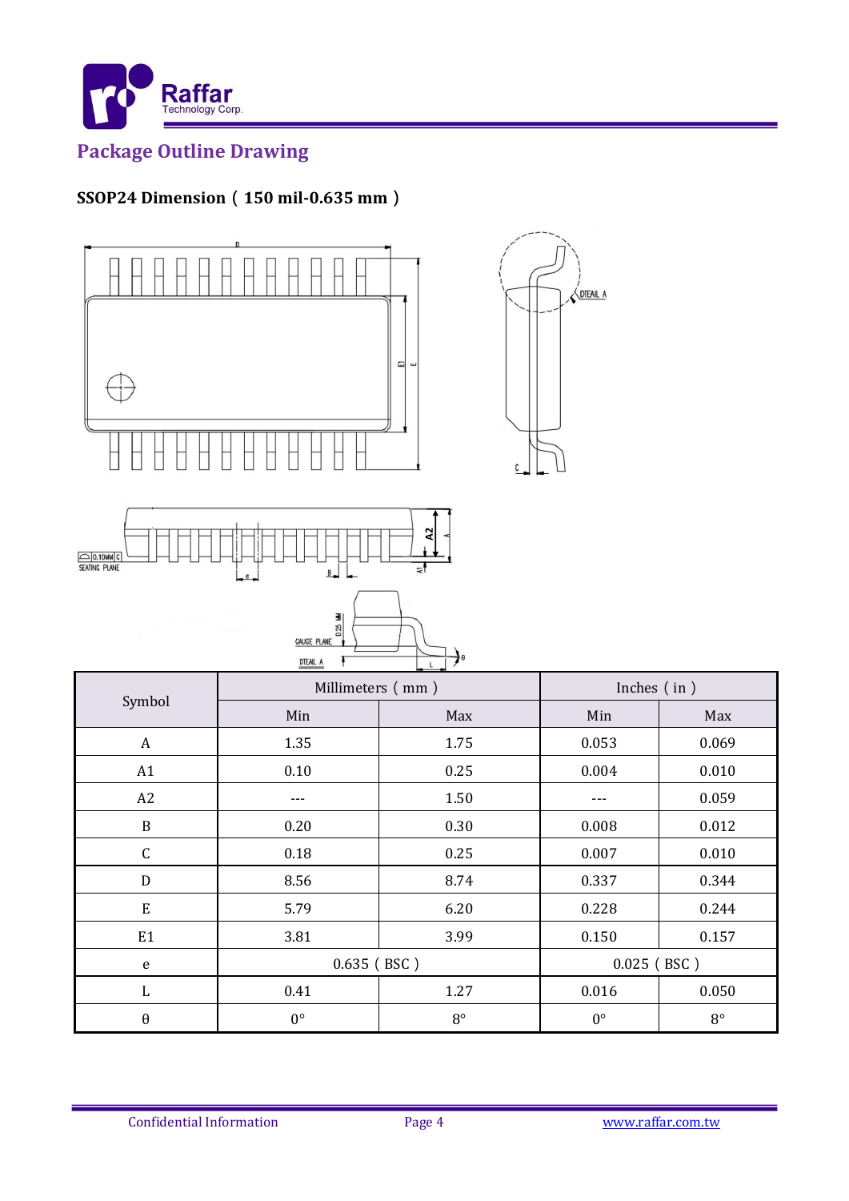## Package Outline Drawing

### SSOP24 Dimension（150 mil-0.635 mm）

| Symbol | Millimeters（mm） | | Inches（in） | |
|---|---|---|---|---|
| | Min | Max | Min | Max |
| A | 1.35 | 1.75 | 0.053 | 0.069 |
| A1 | 0.10 | 0.25 | 0.004 | 0.010 |
| A2 | --- | 1.50 | --- | 0.059 |
| B | 0.20 | 0.30 | 0.008 | 0.012 |
| C | 0.18 | 0.25 | 0.007 | 0.010 |
| D | 8.56 | 8.74 | 0.337 | 0.344 |
| E | 5.79 | 6.20 | 0.228 | 0.244 |
| E1 | 3.81 | 3.99 | 0.150 | 0.157 |
| e | 0.635（BSC） | | 0.025（BSC） | |
| L | 0.41 | 1.27 | 0.016 | 0.050 |
| θ | 0° | 8° | 0° | 8° |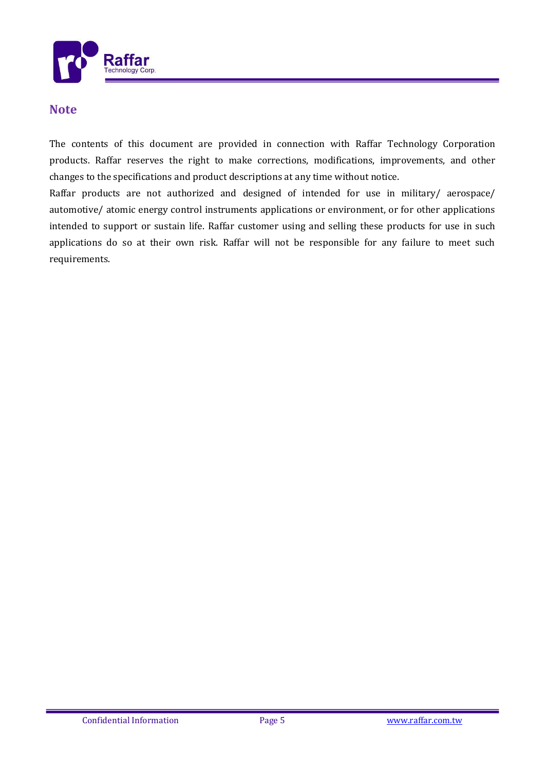## Note

The contents of this document are provided in connection with Raffar Technology Corporation products. Raffar reserves the right to make corrections, modifications, improvements, and other changes to the specifications and product descriptions at any time without notice.

Raffar products are not authorized and designed of intended for use in military/ aerospace/ automotive/ atomic energy control instruments applications or environment, or for other applications intended to support or sustain life. Raffar customer using and selling these products for use in such applications do so at their own risk. Raffar will not be responsible for any failure to meet such requirements.